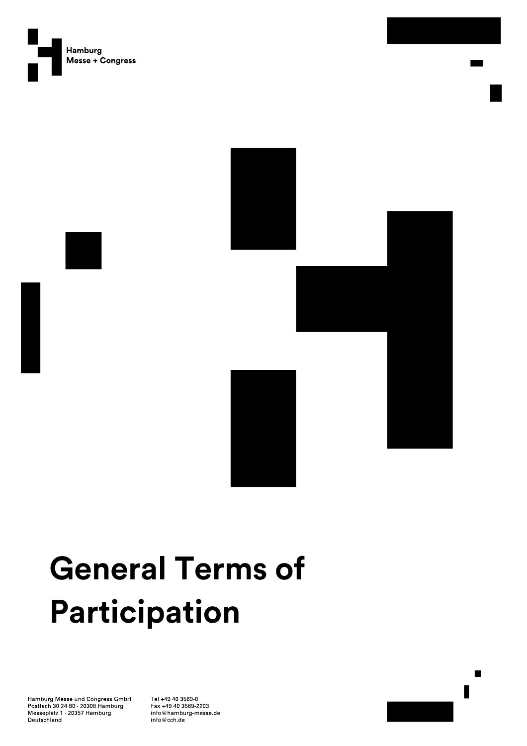Hamburg
Messe + Congress

# General Terms of Participation

Hamburg Messe und Congress GmbH
Postfach 30 24 80 · 20308 Hamburg
Messeplatz 1 · 20357 Hamburg
Deutschland

Tel +49 40 3569-0
Fax +49 40 3569-2203
info@hamburg-messe.de
info@cch.de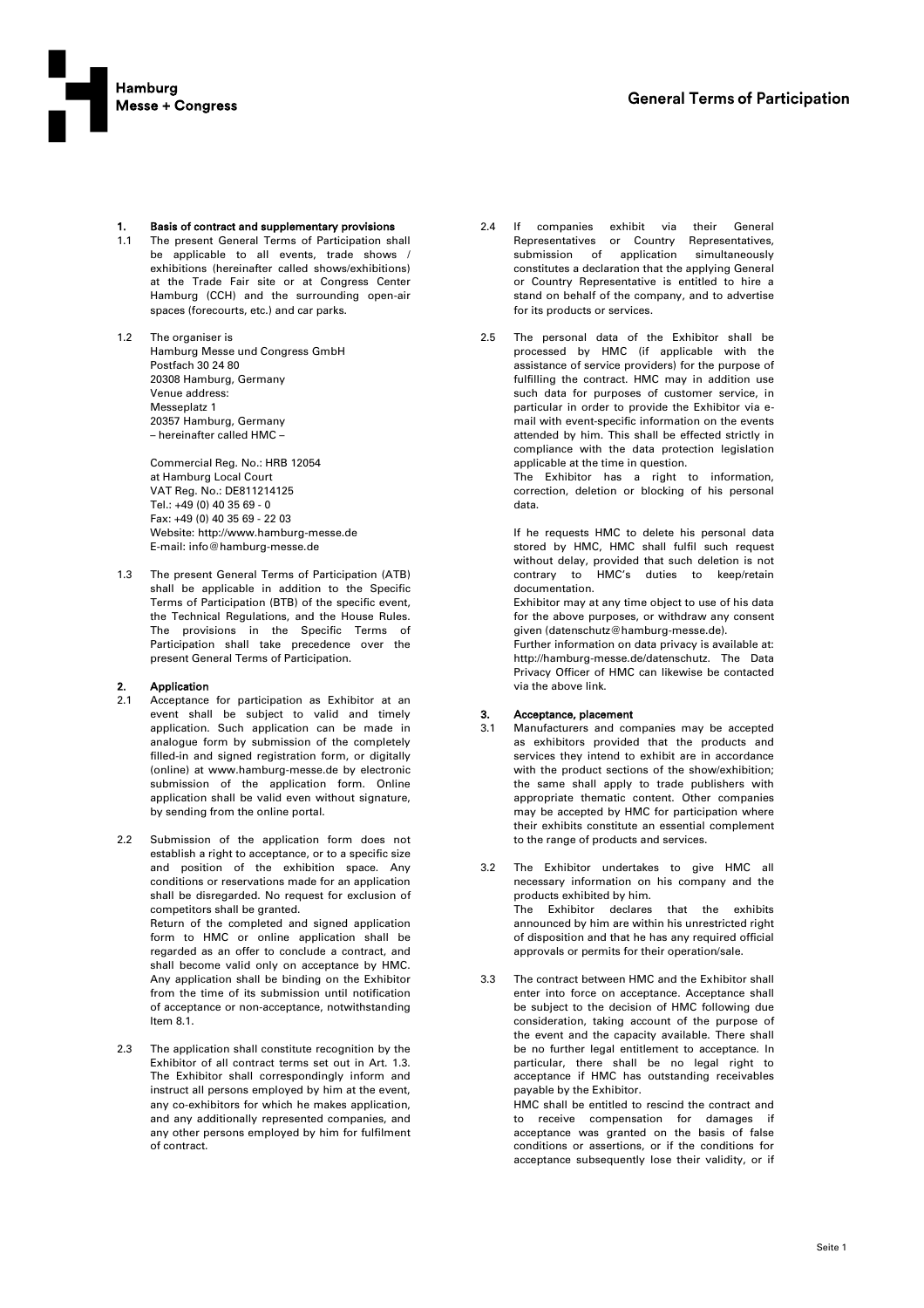# General Terms of Participation

## 1. Basis of contract and supplementary provisions

1.1 The present General Terms of Participation shall be applicable to all events, trade shows / exhibitions (hereinafter called shows/exhibitions) at the Trade Fair site or at Congress Center Hamburg (CCH) and the surrounding open-air spaces (forecourts, etc.) and car parks.

1.2 The organiser is
Hamburg Messe und Congress GmbH
Postfach 30 24 80
20308 Hamburg, Germany
Venue address:
Messeplatz 1
20357 Hamburg, Germany
– hereinafter called HMC –

Commercial Reg. No.: HRB 12054
at Hamburg Local Court
VAT Reg. No.: DE811214125
Tel.: +49 (0) 40 35 69 - 0
Fax: +49 (0) 40 35 69 - 22 03
Website: http://www.hamburg-messe.de
E-mail: info@hamburg-messe.de

1.3 The present General Terms of Participation (ATB) shall be applicable in addition to the Specific Terms of Participation (BTB) of the specific event, the Technical Regulations, and the House Rules. The provisions in the Specific Terms of Participation shall take precedence over the present General Terms of Participation.

## 2. Application

2.1 Acceptance for participation as Exhibitor at an event shall be subject to valid and timely application. Such application can be made in analogue form by submission of the completely filled-in and signed registration form, or digitally (online) at www.hamburg-messe.de by electronic submission of the application form. Online application shall be valid even without signature, by sending from the online portal.

2.2 Submission of the application form does not establish a right to acceptance, or to a specific size and position of the exhibition space. Any conditions or reservations made for an application shall be disregarded. No request for exclusion of competitors shall be granted.
Return of the completed and signed application form to HMC or online application shall be regarded as an offer to conclude a contract, and shall become valid only on acceptance by HMC. Any application shall be binding on the Exhibitor from the time of its submission until notification of acceptance or non-acceptance, notwithstanding Item 8.1.

2.3 The application shall constitute recognition by the Exhibitor of all contract terms set out in Art. 1.3. The Exhibitor shall correspondingly inform and instruct all persons employed by him at the event, any co-exhibitors for which he makes application, and any additionally represented companies, and any other persons employed by him for fulfilment of contract.

2.4 If companies exhibit via their General Representatives or Country Representatives, submission of application simultaneously constitutes a declaration that the applying General or Country Representative is entitled to hire a stand on behalf of the company, and to advertise for its products or services.

2.5 The personal data of the Exhibitor shall be processed by HMC (if applicable with the assistance of service providers) for the purpose of fulfilling the contract. HMC may in addition use such data for purposes of customer service, in particular in order to provide the Exhibitor via e-mail with event-specific information on the events attended by him. This shall be effected strictly in compliance with the data protection legislation applicable at the time in question.
The Exhibitor has a right to information, correction, deletion or blocking of his personal data.

If he requests HMC to delete his personal data stored by HMC, HMC shall fulfil such request without delay, provided that such deletion is not contrary to HMC's duties to keep/retain documentation.
Exhibitor may at any time object to use of his data for the above purposes, or withdraw any consent given (datenschutz@hamburg-messe.de).
Further information on data privacy is available at: http://hamburg-messe.de/datenschutz. The Data Privacy Officer of HMC can likewise be contacted via the above link.

## 3. Acceptance, placement

3.1 Manufacturers and companies may be accepted as exhibitors provided that the products and services they intend to exhibit are in accordance with the product sections of the show/exhibition; the same shall apply to trade publishers with appropriate thematic content. Other companies may be accepted by HMC for participation where their exhibits constitute an essential complement to the range of products and services.

3.2 The Exhibitor undertakes to give HMC all necessary information on his company and the products exhibited by him.
The Exhibitor declares that the exhibits announced by him are within his unrestricted right of disposition and that he has any required official approvals or permits for their operation/sale.

3.3 The contract between HMC and the Exhibitor shall enter into force on acceptance. Acceptance shall be subject to the decision of HMC following due consideration, taking account of the purpose of the event and the capacity available. There shall be no further legal entitlement to acceptance. In particular, there shall be no legal right to acceptance if HMC has outstanding receivables payable by the Exhibitor.
HMC shall be entitled to rescind the contract and to receive compensation for damages if acceptance was granted on the basis of false conditions or assertions, or if the conditions for acceptance subsequently lose their validity, or if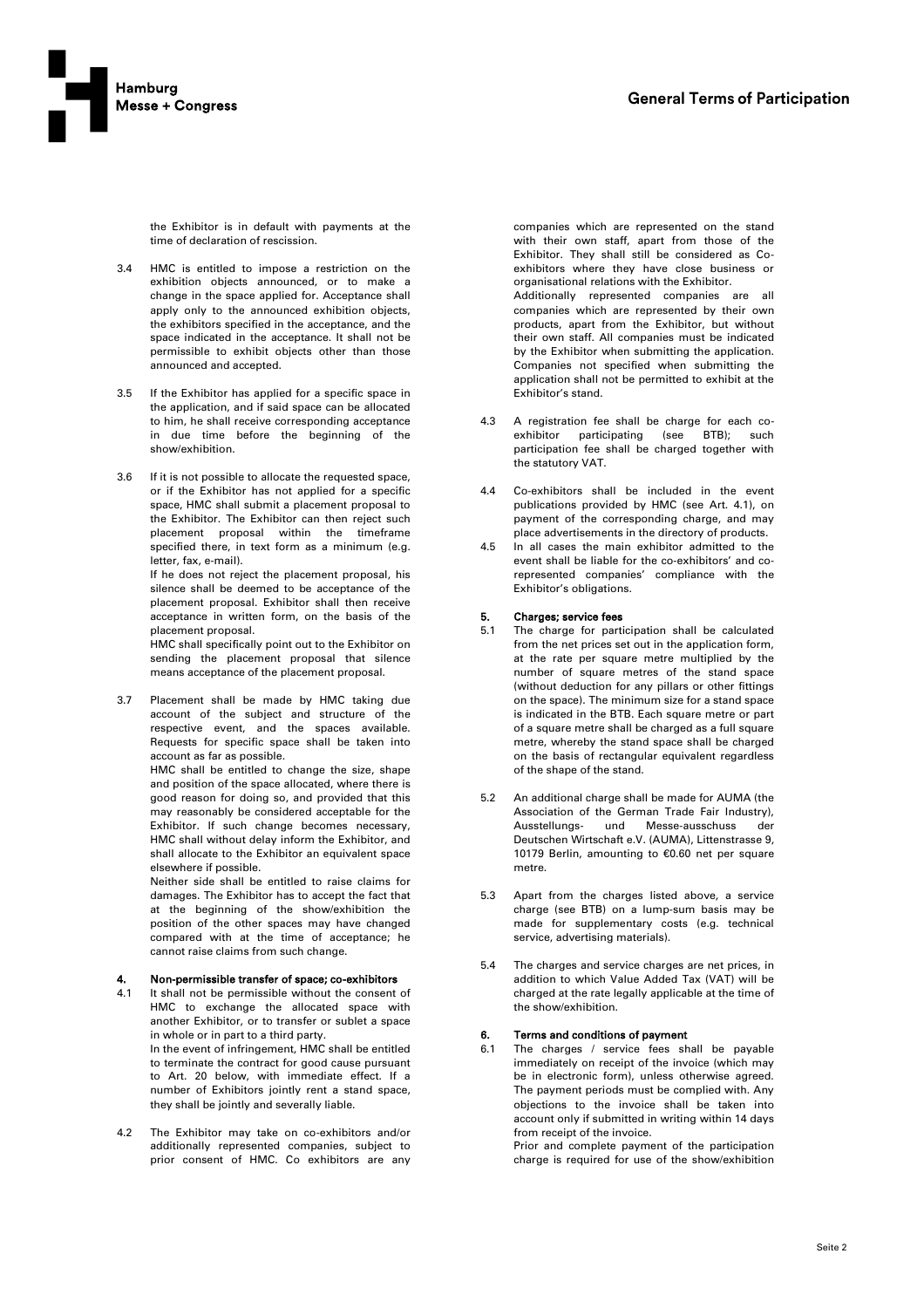the Exhibitor is in default with payments at the time of declaration of rescission.

3.4 HMC is entitled to impose a restriction on the exhibition objects announced, or to make a change in the space applied for. Acceptance shall apply only to the announced exhibition objects, the exhibitors specified in the acceptance, and the space indicated in the acceptance. It shall not be permissible to exhibit objects other than those announced and accepted.

3.5 If the Exhibitor has applied for a specific space in the application, and if said space can be allocated to him, he shall receive corresponding acceptance in due time before the beginning of the show/exhibition.

3.6 If it is not possible to allocate the requested space, or if the Exhibitor has not applied for a specific space, HMC shall submit a placement proposal to the Exhibitor. The Exhibitor can then reject such placement proposal within the timeframe specified there, in text form as a minimum (e.g. letter, fax, e-mail).
If he does not reject the placement proposal, his silence shall be deemed to be acceptance of the placement proposal. Exhibitor shall then receive acceptance in written form, on the basis of the placement proposal.
HMC shall specifically point out to the Exhibitor on sending the placement proposal that silence means acceptance of the placement proposal.

3.7 Placement shall be made by HMC taking due account of the subject and structure of the respective event, and the spaces available. Requests for specific space shall be taken into account as far as possible.
HMC shall be entitled to change the size, shape and position of the space allocated, where there is good reason for doing so, and provided that this may reasonably be considered acceptable for the Exhibitor. If such change becomes necessary, HMC shall without delay inform the Exhibitor, and shall allocate to the Exhibitor an equivalent space elsewhere if possible.
Neither side shall be entitled to raise claims for damages. The Exhibitor has to accept the fact that at the beginning of the show/exhibition the position of the other spaces may have changed compared with at the time of acceptance; he cannot raise claims from such change.

## 4. Non-permissible transfer of space; co-exhibitors

4.1 It shall not be permissible without the consent of HMC to exchange the allocated space with another Exhibitor, or to transfer or sublet a space in whole or in part to a third party.
In the event of infringement, HMC shall be entitled to terminate the contract for good cause pursuant to Art. 20 below, with immediate effect. If a number of Exhibitors jointly rent a stand space, they shall be jointly and severally liable.

4.2 The Exhibitor may take on co-exhibitors and/or additionally represented companies, subject to prior consent of HMC. Co exhibitors are any companies which are represented on the stand with their own staff, apart from those of the Exhibitor. They shall still be considered as Co-exhibitors where they have close business or organisational relations with the Exhibitor.
Additionally represented companies are all companies which are represented by their own products, apart from the Exhibitor, but without their own staff. All companies must be indicated by the Exhibitor when submitting the application. Companies not specified when submitting the application shall not be permitted to exhibit at the Exhibitor's stand.

4.3 A registration fee shall be charge for each co-exhibitor participating (see BTB); such participation fee shall be charged together with the statutory VAT.

4.4 Co-exhibitors shall be included in the event publications provided by HMC (see Art. 4.1), on payment of the corresponding charge, and may place advertisements in the directory of products.

4.5 In all cases the main exhibitor admitted to the event shall be liable for the co-exhibitors' and co-represented companies' compliance with the Exhibitor's obligations.

## 5. Charges; service fees

5.1 The charge for participation shall be calculated from the net prices set out in the application form, at the rate per square metre multiplied by the number of square metres of the stand space (without deduction for any pillars or other fittings on the space). The minimum size for a stand space is indicated in the BTB. Each square metre or part of a square metre shall be charged as a full square metre, whereby the stand space shall be charged on the basis of rectangular equivalent regardless of the shape of the stand.

5.2 An additional charge shall be made for AUMA (the Association of the German Trade Fair Industry), Ausstellungs- und Messe-ausschuss der Deutschen Wirtschaft e.V. (AUMA), Littenstrasse 9, 10179 Berlin, amounting to €0.60 net per square metre.

5.3 Apart from the charges listed above, a service charge (see BTB) on a lump-sum basis may be made for supplementary costs (e.g. technical service, advertising materials).

5.4 The charges and service charges are net prices, in addition to which Value Added Tax (VAT) will be charged at the rate legally applicable at the time of the show/exhibition.

## 6. Terms and conditions of payment

6.1 The charges / service fees shall be payable immediately on receipt of the invoice (which may be in electronic form), unless otherwise agreed. The payment periods must be complied with. Any objections to the invoice shall be taken into account only if submitted in writing within 14 days from receipt of the invoice.
Prior and complete payment of the participation charge is required for use of the show/exhibition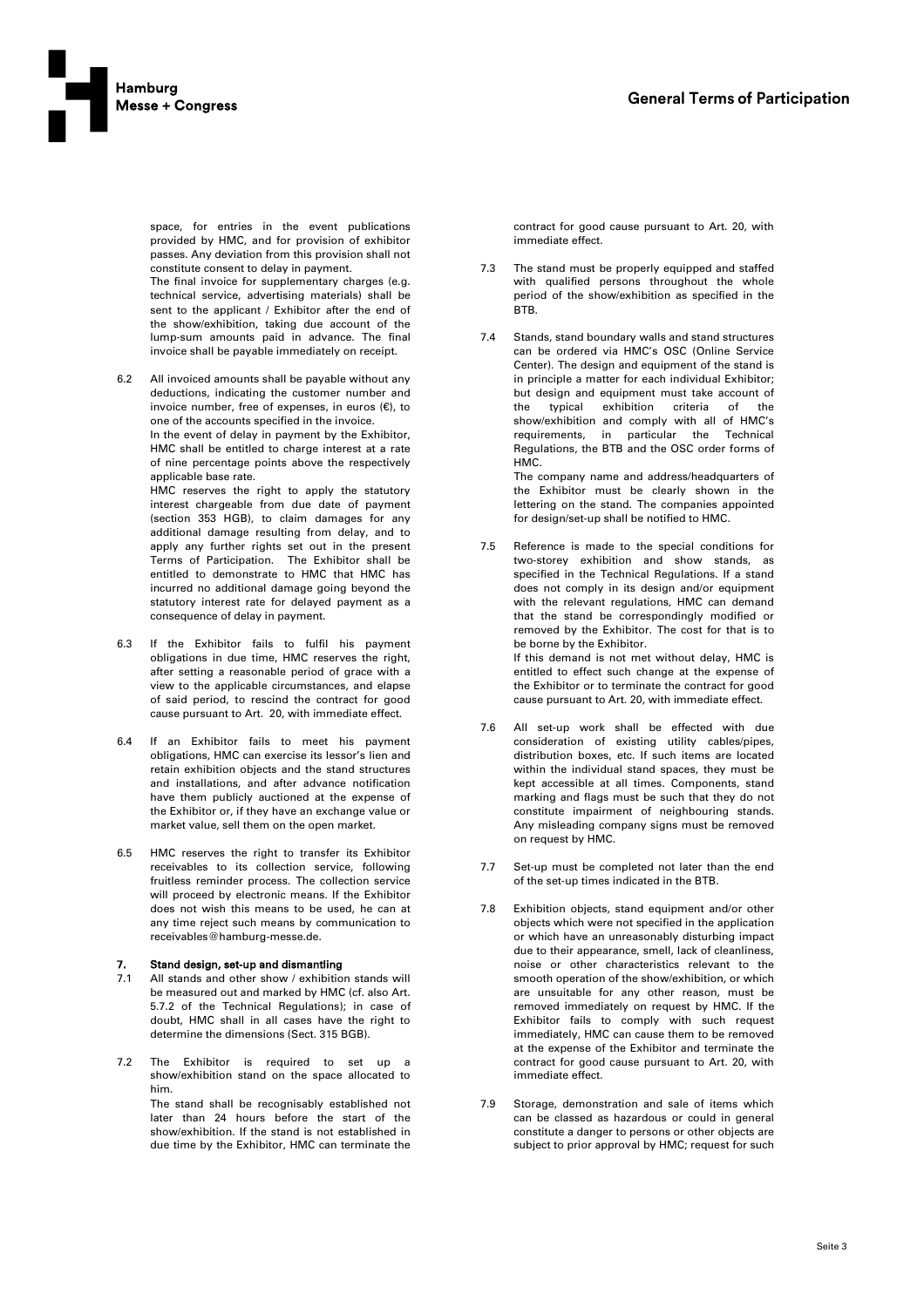space, for entries in the event publications provided by HMC, and for provision of exhibitor passes. Any deviation from this provision shall not constitute consent to delay in payment.
The final invoice for supplementary charges (e.g. technical service, advertising materials) shall be sent to the applicant / Exhibitor after the end of the show/exhibition, taking due account of the lump-sum amounts paid in advance. The final invoice shall be payable immediately on receipt.

6.2 All invoiced amounts shall be payable without any deductions, indicating the customer number and invoice number, free of expenses, in euros (€), to one of the accounts specified in the invoice.
In the event of delay in payment by the Exhibitor, HMC shall be entitled to charge interest at a rate of nine percentage points above the respectively applicable base rate.
HMC reserves the right to apply the statutory interest chargeable from due date of payment (section 353 HGB), to claim damages for any additional damage resulting from delay, and to apply any further rights set out in the present Terms of Participation. The Exhibitor shall be entitled to demonstrate to HMC that HMC has incurred no additional damage going beyond the statutory interest rate for delayed payment as a consequence of delay in payment.

6.3 If the Exhibitor fails to fulfil his payment obligations in due time, HMC reserves the right, after setting a reasonable period of grace with a view to the applicable circumstances, and elapse of said period, to rescind the contract for good cause pursuant to Art. 20, with immediate effect.

6.4 If an Exhibitor fails to meet his payment obligations, HMC can exercise its lessor's lien and retain exhibition objects and the stand structures and installations, and after advance notification have them publicly auctioned at the expense of the Exhibitor or, if they have an exchange value or market value, sell them on the open market.

6.5 HMC reserves the right to transfer its Exhibitor receivables to its collection service, following fruitless reminder process. The collection service will proceed by electronic means. If the Exhibitor does not wish this means to be used, he can at any time reject such means by communication to receivables@hamburg-messe.de.

## 7. Stand design, set-up and dismantling

7.1 All stands and other show / exhibition stands will be measured out and marked by HMC (cf. also Art. 5.7.2 of the Technical Regulations); in case of doubt, HMC shall in all cases have the right to determine the dimensions (Sect. 315 BGB).

7.2 The Exhibitor is required to set up a show/exhibition stand on the space allocated to him.
The stand shall be recognisably established not later than 24 hours before the start of the show/exhibition. If the stand is not established in due time by the Exhibitor, HMC can terminate the contract for good cause pursuant to Art. 20, with immediate effect.

7.3 The stand must be properly equipped and staffed with qualified persons throughout the whole period of the show/exhibition as specified in the BTB.

7.4 Stands, stand boundary walls and stand structures can be ordered via HMC's OSC (Online Service Center). The design and equipment of the stand is in principle a matter for each individual Exhibitor; but design and equipment must take account of the typical exhibition criteria of the show/exhibition and comply with all of HMC's requirements, in particular the Technical Regulations, the BTB and the OSC order forms of HMC.
The company name and address/headquarters of the Exhibitor must be clearly shown in the lettering on the stand. The companies appointed for design/set-up shall be notified to HMC.

7.5 Reference is made to the special conditions for two-storey exhibition and show stands, as specified in the Technical Regulations. If a stand does not comply in its design and/or equipment with the relevant regulations, HMC can demand that the stand be correspondingly modified or removed by the Exhibitor. The cost for that is to be borne by the Exhibitor.
If this demand is not met without delay, HMC is entitled to effect such change at the expense of the Exhibitor or to terminate the contract for good cause pursuant to Art. 20, with immediate effect.

7.6 All set-up work shall be effected with due consideration of existing utility cables/pipes, distribution boxes, etc. If such items are located within the individual stand spaces, they must be kept accessible at all times. Components, stand marking and flags must be such that they do not constitute impairment of neighbouring stands. Any misleading company signs must be removed on request by HMC.

7.7 Set-up must be completed not later than the end of the set-up times indicated in the BTB.

7.8 Exhibition objects, stand equipment and/or other objects which were not specified in the application or which have an unreasonably disturbing impact due to their appearance, smell, lack of cleanliness, noise or other characteristics relevant to the smooth operation of the show/exhibition, or which are unsuitable for any other reason, must be removed immediately on request by HMC. If the Exhibitor fails to comply with such request immediately, HMC can cause them to be removed at the expense of the Exhibitor and terminate the contract for good cause pursuant to Art. 20, with immediate effect.

7.9 Storage, demonstration and sale of items which can be classed as hazardous or could in general constitute a danger to persons or other objects are subject to prior approval by HMC; request for such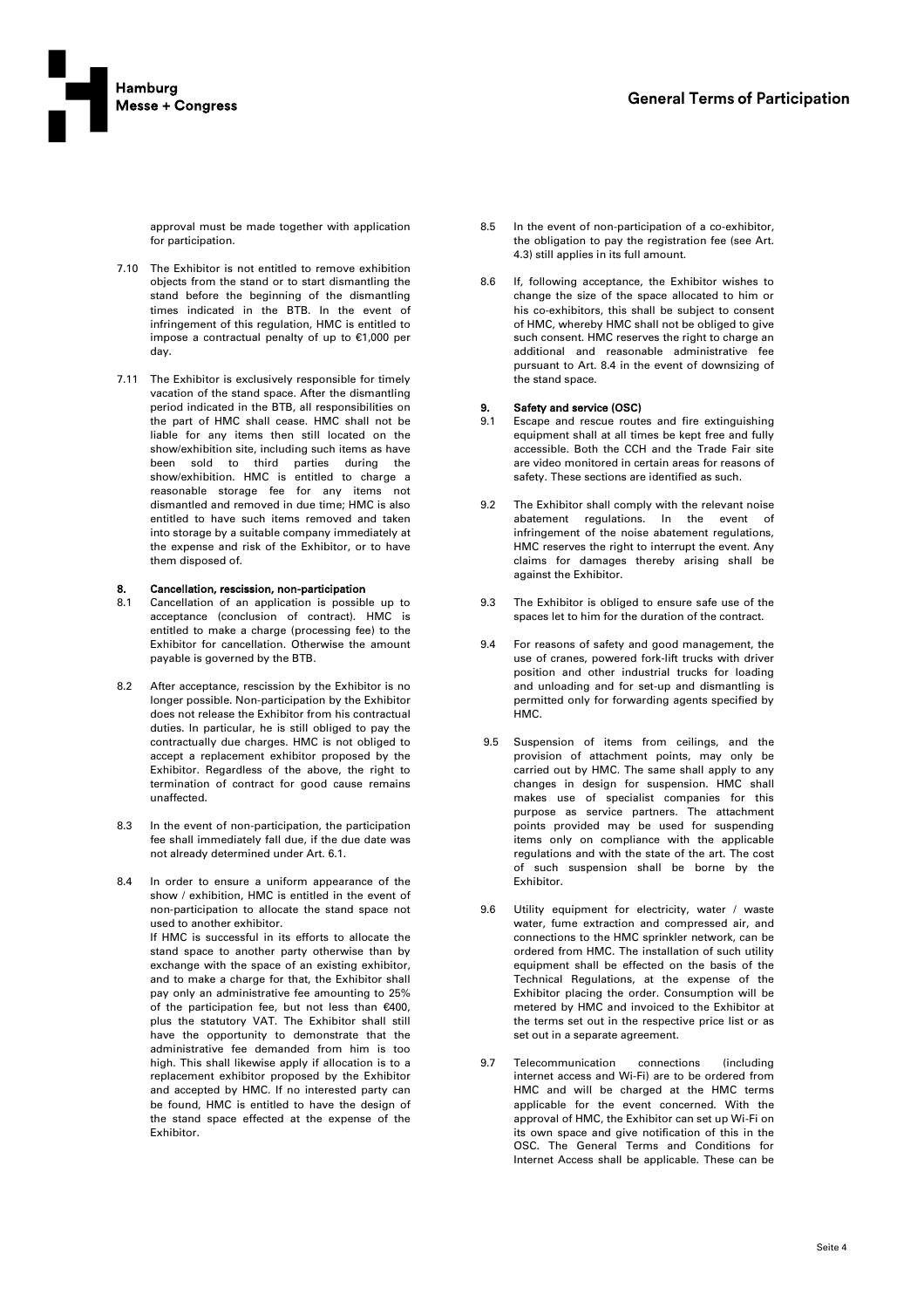approval must be made together with application for participation.

7.10 The Exhibitor is not entitled to remove exhibition objects from the stand or to start dismantling the stand before the beginning of the dismantling times indicated in the BTB. In the event of infringement of this regulation, HMC is entitled to impose a contractual penalty of up to €1,000 per day.

7.11 The Exhibitor is exclusively responsible for timely vacation of the stand space. After the dismantling period indicated in the BTB, all responsibilities on the part of HMC shall cease. HMC shall not be liable for any items then still located on the show/exhibition site, including such items as have been sold to third parties during the show/exhibition. HMC is entitled to charge a reasonable storage fee for any items not dismantled and removed in due time; HMC is also entitled to have such items removed and taken into storage by a suitable company immediately at the expense and risk of the Exhibitor, or to have them disposed of.

## 8. Cancellation, rescission, non-participation

8.1 Cancellation of an application is possible up to acceptance (conclusion of contract). HMC is entitled to make a charge (processing fee) to the Exhibitor for cancellation. Otherwise the amount payable is governed by the BTB.

8.2 After acceptance, rescission by the Exhibitor is no longer possible. Non-participation by the Exhibitor does not release the Exhibitor from his contractual duties. In particular, he is still obliged to pay the contractually due charges. HMC is not obliged to accept a replacement exhibitor proposed by the Exhibitor. Regardless of the above, the right to termination of contract for good cause remains unaffected.

8.3 In the event of non-participation, the participation fee shall immediately fall due, if the due date was not already determined under Art. 6.1.

8.4 In order to ensure a uniform appearance of the show / exhibition, HMC is entitled in the event of non-participation to allocate the stand space not used to another exhibitor.
If HMC is successful in its efforts to allocate the stand space to another party otherwise than by exchange with the space of an existing exhibitor, and to make a charge for that, the Exhibitor shall pay only an administrative fee amounting to 25% of the participation fee, but not less than €400, plus the statutory VAT. The Exhibitor shall still have the opportunity to demonstrate that the administrative fee demanded from him is too high. This shall likewise apply if allocation is to a replacement exhibitor proposed by the Exhibitor and accepted by HMC. If no interested party can be found, HMC is entitled to have the design of the stand space effected at the expense of the Exhibitor.

8.5 In the event of non-participation of a co-exhibitor, the obligation to pay the registration fee (see Art. 4.3) still applies in its full amount.

8.6 If, following acceptance, the Exhibitor wishes to change the size of the space allocated to him or his co-exhibitors, this shall be subject to consent of HMC, whereby HMC shall not be obliged to give such consent. HMC reserves the right to charge an additional and reasonable administrative fee pursuant to Art. 8.4 in the event of downsizing of the stand space.

## 9. Safety and service (OSC)

9.1 Escape and rescue routes and fire extinguishing equipment shall at all times be kept free and fully accessible. Both the CCH and the Trade Fair site are video monitored in certain areas for reasons of safety. These sections are identified as such.

9.2 The Exhibitor shall comply with the relevant noise abatement regulations. In the event of infringement of the noise abatement regulations, HMC reserves the right to interrupt the event. Any claims for damages thereby arising shall be against the Exhibitor.

9.3 The Exhibitor is obliged to ensure safe use of the spaces let to him for the duration of the contract.

9.4 For reasons of safety and good management, the use of cranes, powered fork-lift trucks with driver position and other industrial trucks for loading and unloading and for set-up and dismantling is permitted only for forwarding agents specified by HMC.

9.5 Suspension of items from ceilings, and the provision of attachment points, may only be carried out by HMC. The same shall apply to any changes in design for suspension. HMC shall makes use of specialist companies for this purpose as service partners. The attachment points provided may be used for suspending items only on compliance with the applicable regulations and with the state of the art. The cost of such suspension shall be borne by the Exhibitor.

9.6 Utility equipment for electricity, water / waste water, fume extraction and compressed air, and connections to the HMC sprinkler network, can be ordered from HMC. The installation of such utility equipment shall be effected on the basis of the Technical Regulations, at the expense of the Exhibitor placing the order. Consumption will be metered by HMC and invoiced to the Exhibitor at the terms set out in the respective price list or as set out in a separate agreement.

9.7 Telecommunication connections (including internet access and Wi-Fi) are to be ordered from HMC and will be charged at the HMC terms applicable for the event concerned. With the approval of HMC, the Exhibitor can set up Wi-Fi on its own space and give notification of this in the OSC. The General Terms and Conditions for Internet Access shall be applicable. These can be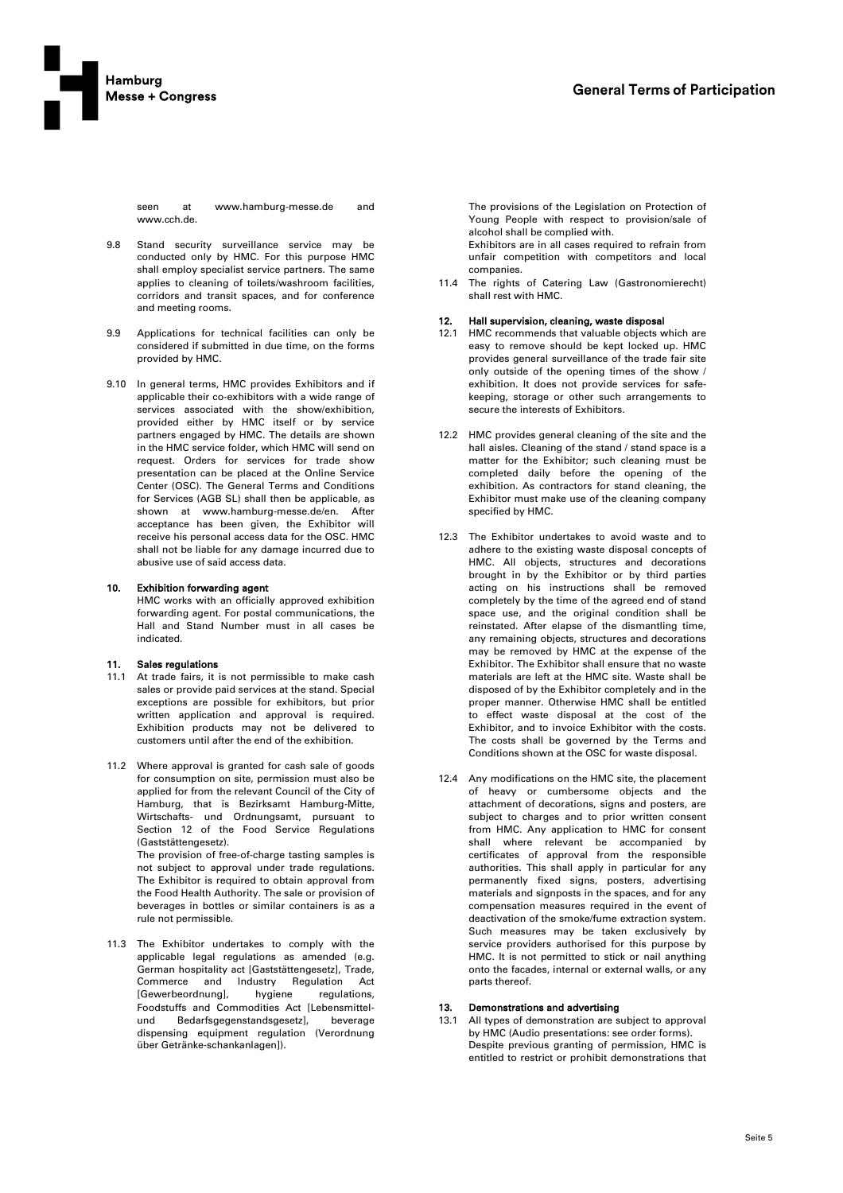seen at www.hamburg-messe.de and www.cch.de.

9.8 Stand security surveillance service may be conducted only by HMC. For this purpose HMC shall employ specialist service partners. The same applies to cleaning of toilets/washroom facilities, corridors and transit spaces, and for conference and meeting rooms.

9.9 Applications for technical facilities can only be considered if submitted in due time, on the forms provided by HMC.

9.10 In general terms, HMC provides Exhibitors and if applicable their co-exhibitors with a wide range of services associated with the show/exhibition, provided either by HMC itself or by service partners engaged by HMC. The details are shown in the HMC service folder, which HMC will send on request. Orders for services for trade show presentation can be placed at the Online Service Center (OSC). The General Terms and Conditions for Services (AGB SL) shall then be applicable, as shown at www.hamburg-messe.de/en. After acceptance has been given, the Exhibitor will receive his personal access data for the OSC. HMC shall not be liable for any damage incurred due to abusive use of said access data.

## 10. Exhibition forwarding agent

HMC works with an officially approved exhibition forwarding agent. For postal communications, the Hall and Stand Number must in all cases be indicated.

## 11. Sales regulations

11.1 At trade fairs, it is not permissible to make cash sales or provide paid services at the stand. Special exceptions are possible for exhibitors, but prior written application and approval is required. Exhibition products may not be delivered to customers until after the end of the exhibition.

11.2 Where approval is granted for cash sale of goods for consumption on site, permission must also be applied for from the relevant Council of the City of Hamburg, that is Bezirksamt Hamburg-Mitte, Wirtschafts- und Ordnungsamt, pursuant to Section 12 of the Food Service Regulations (Gaststättengesetz).
The provision of free-of-charge tasting samples is not subject to approval under trade regulations. The Exhibitor is required to obtain approval from the Food Health Authority. The sale or provision of beverages in bottles or similar containers is as a rule not permissible.

11.3 The Exhibitor undertakes to comply with the applicable legal regulations as amended (e.g. German hospitality act [Gaststättengesetz], Trade, Commerce and Industry Regulation Act [Gewerbeordnung], hygiene regulations, Foodstuffs and Commodities Act [Lebensmittel- und Bedarfsgegenstandsgesetz], beverage dispensing equipment regulation (Verordnung über Getränke-schankanlagen]).
The provisions of the Legislation on Protection of Young People with respect to provision/sale of alcohol shall be complied with.
Exhibitors are in all cases required to refrain from unfair competition with competitors and local companies.

11.4 The rights of Catering Law (Gastronomierecht) shall rest with HMC.

## 12. Hall supervision, cleaning, waste disposal

12.1 HMC recommends that valuable objects which are easy to remove should be kept locked up. HMC provides general surveillance of the trade fair site only outside of the opening times of the show / exhibition. It does not provide services for safe-keeping, storage or other such arrangements to secure the interests of Exhibitors.

12.2 HMC provides general cleaning of the site and the hall aisles. Cleaning of the stand / stand space is a matter for the Exhibitor; such cleaning must be completed daily before the opening of the exhibition. As contractors for stand cleaning, the Exhibitor must make use of the cleaning company specified by HMC.

12.3 The Exhibitor undertakes to avoid waste and to adhere to the existing waste disposal concepts of HMC. All objects, structures and decorations brought in by the Exhibitor or by third parties acting on his instructions shall be removed completely by the time of the agreed end of stand space use, and the original condition shall be reinstated. After elapse of the dismantling time, any remaining objects, structures and decorations may be removed by HMC at the expense of the Exhibitor. The Exhibitor shall ensure that no waste materials are left at the HMC site. Waste shall be disposed of by the Exhibitor completely and in the proper manner. Otherwise HMC shall be entitled to effect waste disposal at the cost of the Exhibitor, and to invoice Exhibitor with the costs. The costs shall be governed by the Terms and Conditions shown at the OSC for waste disposal.

12.4 Any modifications on the HMC site, the placement of heavy or cumbersome objects and the attachment of decorations, signs and posters, are subject to charges and to prior written consent from HMC. Any application to HMC for consent shall where relevant be accompanied by certificates of approval from the responsible authorities. This shall apply in particular for any permanently fixed signs, posters, advertising materials and signposts in the spaces, and for any compensation measures required in the event of deactivation of the smoke/fume extraction system. Such measures may be taken exclusively by service providers authorised for this purpose by HMC. It is not permitted to stick or nail anything onto the facades, internal or external walls, or any parts thereof.

## 13. Demonstrations and advertising

13.1 All types of demonstration are subject to approval by HMC (Audio presentations: see order forms). Despite previous granting of permission, HMC is entitled to restrict or prohibit demonstrations that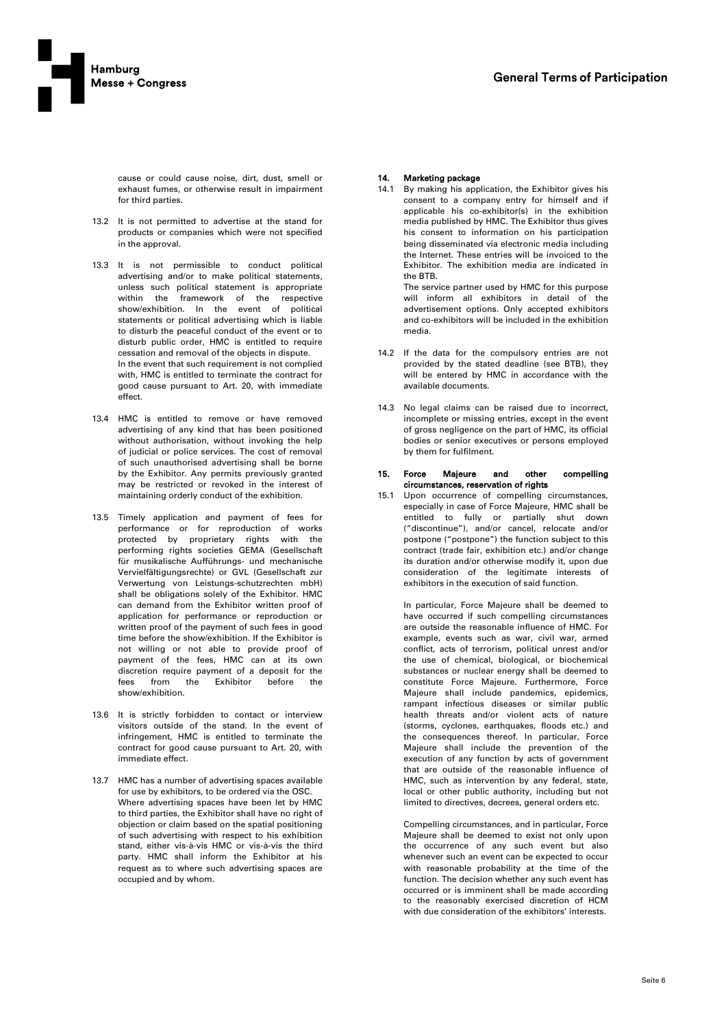cause or could cause noise, dirt, dust, smell or exhaust fumes, or otherwise result in impairment for third parties.

13.2 It is not permitted to advertise at the stand for products or companies which were not specified in the approval.

13.3 It is not permissible to conduct political advertising and/or to make political statements, unless such political statement is appropriate within the framework of the respective show/exhibition. In the event of political statements or political advertising which is liable to disturb the peaceful conduct of the event or to disturb public order, HMC is entitled to require cessation and removal of the objects in dispute. In the event that such requirement is not complied with, HMC is entitled to terminate the contract for good cause pursuant to Art. 20, with immediate effect.

13.4 HMC is entitled to remove or have removed advertising of any kind that has been positioned without authorisation, without invoking the help of judicial or police services. The cost of removal of such unauthorised advertising shall be borne by the Exhibitor. Any permits previously granted may be restricted or revoked in the interest of maintaining orderly conduct of the exhibition.

13.5 Timely application and payment of fees for performance or for reproduction of works protected by proprietary rights with the performing rights societies GEMA (Gesellschaft für musikalische Aufführungs- und mechanische Vervielfältigungsrechte) or GVL (Gesellschaft zur Verwertung von Leistungs-schutzrechten mbH) shall be obligations solely of the Exhibitor. HMC can demand from the Exhibitor written proof of application for performance or reproduction or written proof of the payment of such fees in good time before the show/exhibition. If the Exhibitor is not willing or not able to provide proof of payment of the fees, HMC can at its own discretion require payment of a deposit for the fees from the Exhibitor before the show/exhibition.

13.6 It is strictly forbidden to contact or interview visitors outside of the stand. In the event of infringement, HMC is entitled to terminate the contract for good cause pursuant to Art. 20, with immediate effect.

13.7 HMC has a number of advertising spaces available for use by exhibitors, to be ordered via the OSC. Where advertising spaces have been let by HMC to third parties, the Exhibitor shall have no right of objection or claim based on the spatial positioning of such advertising with respect to his exhibition stand, either vis-à-vis HMC or vis-à-vis the third party. HMC shall inform the Exhibitor at his request as to where such advertising spaces are occupied and by whom.

## 14. Marketing package

14.1 By making his application, the Exhibitor gives his consent to a company entry for himself and if applicable his co-exhibitor(s) in the exhibition media published by HMC. The Exhibitor thus gives his consent to information on his participation being disseminated via electronic media including the Internet. These entries will be invoiced to the Exhibitor. The exhibition media are indicated in the BTB.
The service partner used by HMC for this purpose will inform all exhibitors in detail of the advertisement options. Only accepted exhibitors and co-exhibitors will be included in the exhibition media.

14.2 If the data for the compulsory entries are not provided by the stated deadline (see BTB), they will be entered by HMC in accordance with the available documents.

14.3 No legal claims can be raised due to incorrect, incomplete or missing entries, except in the event of gross negligence on the part of HMC, its official bodies or senior executives or persons employed by them for fulfilment.

## 15. Force Majeure and other compelling circumstances, reservation of rights

15.1 Upon occurrence of compelling circumstances, especially in case of Force Majeure, HMC shall be entitled to fully or partially shut down ("discontinue"), and/or cancel, relocate and/or postpone ("postpone") the function subject to this contract (trade fair, exhibition etc.) and/or change its duration and/or otherwise modify it, upon due consideration of the legitimate interests of exhibitors in the execution of said function.

In particular, Force Majeure shall be deemed to have occurred if such compelling circumstances are outside the reasonable influence of HMC. For example, events such as war, civil war, armed conflict, acts of terrorism, political unrest and/or the use of chemical, biological, or biochemical substances or nuclear energy shall be deemed to constitute Force Majeure. Furthermore, Force Majeure shall include pandemics, epidemics, rampant infectious diseases or similar public health threats and/or violent acts of nature (storms, cyclones, earthquakes, floods etc.) and the consequences thereof. In particular, Force Majeure shall include the prevention of the execution of any function by acts of government that are outside of the reasonable influence of HMC, such as intervention by any federal, state, local or other public authority, including but not limited to directives, decrees, general orders etc.

Compelling circumstances, and in particular, Force Majeure shall be deemed to exist not only upon the occurrence of any such event but also whenever such an event can be expected to occur with reasonable probability at the time of the function. The decision whether any such event has occurred or is imminent shall be made according to the reasonably exercised discretion of HCM with due consideration of the exhibitors' interests.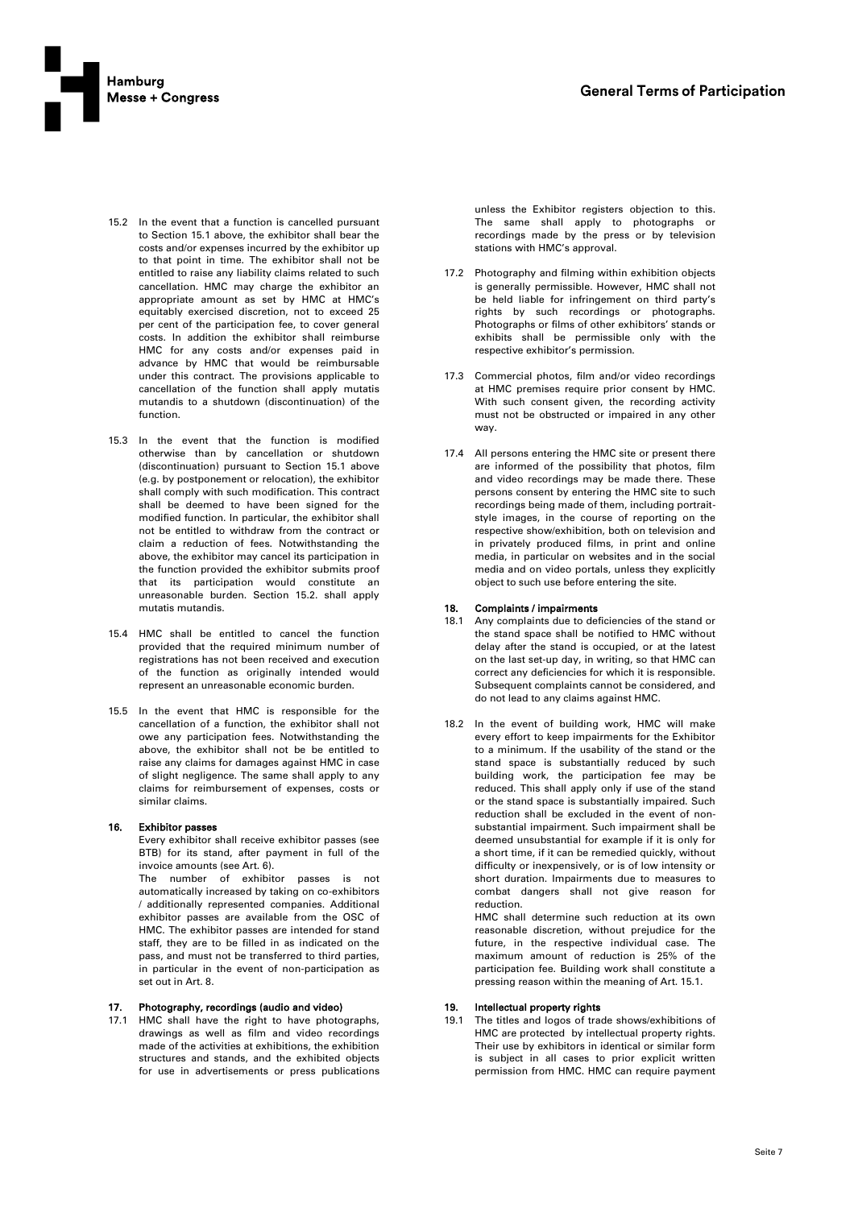15.2 In the event that a function is cancelled pursuant to Section 15.1 above, the exhibitor shall bear the costs and/or expenses incurred by the exhibitor up to that point in time. The exhibitor shall not be entitled to raise any liability claims related to such cancellation. HMC may charge the exhibitor an appropriate amount as set by HMC at HMC's equitably exercised discretion, not to exceed 25 per cent of the participation fee, to cover general costs. In addition the exhibitor shall reimburse HMC for any costs and/or expenses paid in advance by HMC that would be reimbursable under this contract. The provisions applicable to cancellation of the function shall apply mutatis mutandis to a shutdown (discontinuation) of the function.

15.3 In the event that the function is modified otherwise than by cancellation or shutdown (discontinuation) pursuant to Section 15.1 above (e.g. by postponement or relocation), the exhibitor shall comply with such modification. This contract shall be deemed to have been signed for the modified function. In particular, the exhibitor shall not be entitled to withdraw from the contract or claim a reduction of fees. Notwithstanding the above, the exhibitor may cancel its participation in the function provided the exhibitor submits proof that its participation would constitute an unreasonable burden. Section 15.2. shall apply mutatis mutandis.

15.4 HMC shall be entitled to cancel the function provided that the required minimum number of registrations has not been received and execution of the function as originally intended would represent an unreasonable economic burden.

15.5 In the event that HMC is responsible for the cancellation of a function, the exhibitor shall not owe any participation fees. Notwithstanding the above, the exhibitor shall not be be entitled to raise any claims for damages against HMC in case of slight negligence. The same shall apply to any claims for reimbursement of expenses, costs or similar claims.

**16. Exhibitor passes**

Every exhibitor shall receive exhibitor passes (see BTB) for its stand, after payment in full of the invoice amounts (see Art. 6).

The number of exhibitor passes is not automatically increased by taking on co-exhibitors / additionally represented companies. Additional exhibitor passes are available from the OSC of HMC. The exhibitor passes are intended for stand staff, they are to be filled in as indicated on the pass, and must not be transferred to third parties, in particular in the event of non-participation as set out in Art. 8.

**17. Photography, recordings (audio and video)**

17.1 HMC shall have the right to have photographs, drawings as well as film and video recordings made of the activities at exhibitions, the exhibition structures and stands, and the exhibited objects for use in advertisements or press publications unless the Exhibitor registers objection to this. The same shall apply to photographs or recordings made by the press or by television stations with HMC's approval.

17.2 Photography and filming within exhibition objects is generally permissible. However, HMC shall not be held liable for infringement on third party's rights by such recordings or photographs. Photographs or films of other exhibitors' stands or exhibits shall be permissible only with the respective exhibitor's permission.

17.3 Commercial photos, film and/or video recordings at HMC premises require prior consent by HMC. With such consent given, the recording activity must not be obstructed or impaired in any other way.

17.4 All persons entering the HMC site or present there are informed of the possibility that photos, film and video recordings may be made there. These persons consent by entering the HMC site to such recordings being made of them, including portrait-style images, in the course of reporting on the respective show/exhibition, both on television and in privately produced films, in print and online media, in particular on websites and in the social media and on video portals, unless they explicitly object to such use before entering the site.

**18. Complaints / impairments**

18.1 Any complaints due to deficiencies of the stand or the stand space shall be notified to HMC without delay after the stand is occupied, or at the latest on the last set-up day, in writing, so that HMC can correct any deficiencies for which it is responsible. Subsequent complaints cannot be considered, and do not lead to any claims against HMC.

18.2 In the event of building work, HMC will make every effort to keep impairments for the Exhibitor to a minimum. If the usability of the stand or the stand space is substantially reduced by such building work, the participation fee may be reduced. This shall apply only if use of the stand or the stand space is substantially impaired. Such reduction shall be excluded in the event of non-substantial impairment. Such impairment shall be deemed unsubstantial for example if it is only for a short time, if it can be remedied quickly, without difficulty or inexpensively, or is of low intensity or short duration. Impairments due to measures to combat dangers shall not give reason for reduction.

HMC shall determine such reduction at its own reasonable discretion, without prejudice for the future, in the respective individual case. The maximum amount of reduction is 25% of the participation fee. Building work shall constitute a pressing reason within the meaning of Art. 15.1.

**19. Intellectual property rights**

19.1 The titles and logos of trade shows/exhibitions of HMC are protected by intellectual property rights. Their use by exhibitors in identical or similar form is subject in all cases to prior explicit written permission from HMC. HMC can require payment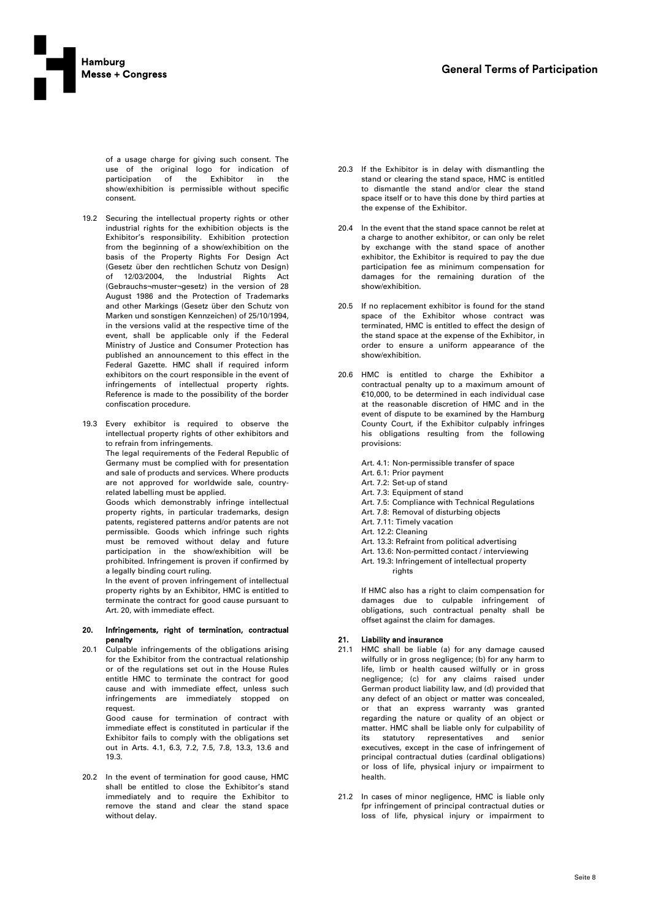of a usage charge for giving such consent. The use of the original logo for indication of participation of the Exhibitor in the show/exhibition is permissible without specific consent.

19.2 Securing the intellectual property rights or other industrial rights for the exhibition objects is the Exhibitor's responsibility. Exhibition protection from the beginning of a show/exhibition on the basis of the Property Rights For Design Act (Gesetz über den rechtlichen Schutz von Design) of 12/03/2004, the Industrial Rights Act (Gebrauchs¬muster¬gesetz) in the version of 28 August 1986 and the Protection of Trademarks and other Markings (Gesetz über den Schutz von Marken und sonstigen Kennzeichen) of 25/10/1994, in the versions valid at the respective time of the event, shall be applicable only if the Federal Ministry of Justice and Consumer Protection has published an announcement to this effect in the Federal Gazette. HMC shall if required inform exhibitors on the court responsible in the event of infringements of intellectual property rights. Reference is made to the possibility of the border confiscation procedure.

19.3 Every exhibitor is required to observe the intellectual property rights of other exhibitors and to refrain from infringements.
The legal requirements of the Federal Republic of Germany must be complied with for presentation and sale of products and services. Where products are not approved for worldwide sale, country-related labelling must be applied.
Goods which demonstrably infringe intellectual property rights, in particular trademarks, design patents, registered patterns and/or patents are not permissible. Goods which infringe such rights must be removed without delay and future participation in the show/exhibition will be prohibited. Infringement is proven if confirmed by a legally binding court ruling.
In the event of proven infringement of intellectual property rights by an Exhibitor, HMC is entitled to terminate the contract for good cause pursuant to Art. 20, with immediate effect.

## 20. Infringements, right of termination, contractual penalty

20.1 Culpable infringements of the obligations arising for the Exhibitor from the contractual relationship or of the regulations set out in the House Rules entitle HMC to terminate the contract for good cause and with immediate effect, unless such infringements are immediately stopped on request.
Good cause for termination of contract with immediate effect is constituted in particular if the Exhibitor fails to comply with the obligations set out in Arts. 4.1, 6.3, 7.2, 7.5, 7.8, 13.3, 13.6 and 19.3.

20.2 In the event of termination for good cause, HMC shall be entitled to close the Exhibitor's stand immediately and to require the Exhibitor to remove the stand and clear the stand space without delay.

20.3 If the Exhibitor is in delay with dismantling the stand or clearing the stand space, HMC is entitled to dismantle the stand and/or clear the stand space itself or to have this done by third parties at the expense of the Exhibitor.

20.4 In the event that the stand space cannot be relet at a charge to another exhibitor, or can only be relet by exchange with the stand space of another exhibitor, the Exhibitor is required to pay the due participation fee as minimum compensation for damages for the remaining duration of the show/exhibition.

20.5 If no replacement exhibitor is found for the stand space of the Exhibitor whose contract was terminated, HMC is entitled to effect the design of the stand space at the expense of the Exhibitor, in order to ensure a uniform appearance of the show/exhibition.

20.6 HMC is entitled to charge the Exhibitor a contractual penalty up to a maximum amount of €10,000, to be determined in each individual case at the reasonable discretion of HMC and in the event of dispute to be examined by the Hamburg County Court, if the Exhibitor culpably infringes his obligations resulting from the following provisions:

- Art. 4.1: Non-permissible transfer of space
- Art. 6.1: Prior payment
- Art. 7.2: Set-up of stand
- Art. 7.3: Equipment of stand
- Art. 7.5: Compliance with Technical Regulations
- Art. 7.8: Removal of disturbing objects
- Art. 7.11: Timely vacation
- Art. 12.2: Cleaning
- Art. 13.3: Refraint from political advertising
- Art. 13.6: Non-permitted contact / interviewing
- Art. 19.3: Infringement of intellectual property rights

If HMC also has a right to claim compensation for damages due to culpable infringement of obligations, such contractual penalty shall be offset against the claim for damages.

## 21. Liability and insurance

21.1 HMC shall be liable (a) for any damage caused wilfully or in gross negligence; (b) for any harm to life, limb or health caused wilfully or in gross negligence; (c) for any claims raised under German product liability law, and (d) provided that any defect of an object or matter was concealed, or that an express warranty was granted regarding the nature or quality of an object or matter. HMC shall be liable only for culpability of its statutory representatives and senior executives, except in the case of infringement of principal contractual duties (cardinal obligations) or loss of life, physical injury or impairment to health.

21.2 In cases of minor negligence, HMC is liable only fpr infringement of principal contractual duties or loss of life, physical injury or impairment to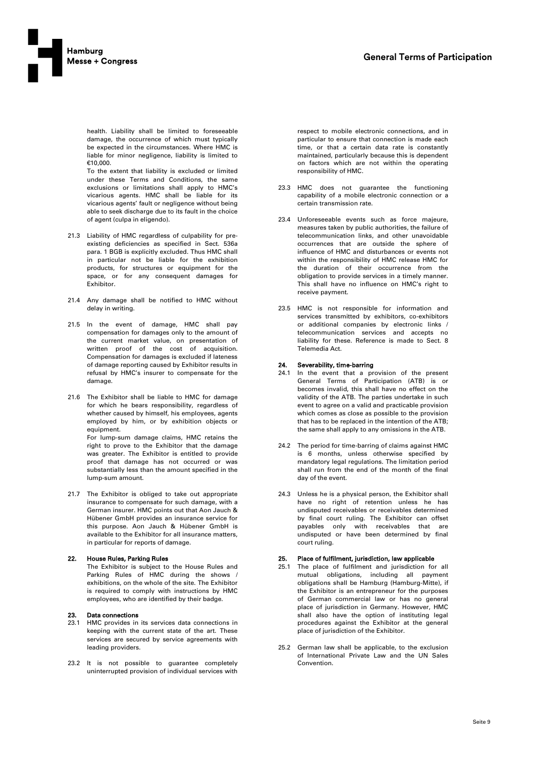health. Liability shall be limited to foreseeable damage, the occurrence of which must typically be expected in the circumstances. Where HMC is liable for minor negligence, liability is limited to €10,000.

To the extent that liability is excluded or limited under these Terms and Conditions, the same exclusions or limitations shall apply to HMC's vicarious agents. HMC shall be liable for its vicarious agents' fault or negligence without being able to seek discharge due to its fault in the choice of agent (culpa in eligendo).

21.3 Liability of HMC regardless of culpability for pre-existing deficiencies as specified in Sect. 536a para. 1 BGB is explicitly excluded. Thus HMC shall in particular not be liable for the exhibition products, for structures or equipment for the space, or for any consequent damages for Exhibitor.

21.4 Any damage shall be notified to HMC without delay in writing.

21.5 In the event of damage, HMC shall pay compensation for damages only to the amount of the current market value, on presentation of written proof of the cost of acquisition. Compensation for damages is excluded if lateness of damage reporting caused by Exhibitor results in refusal by HMC's insurer to compensate for the damage.

21.6 The Exhibitor shall be liable to HMC for damage for which he bears responsibility, regardless of whether caused by himself, his employees, agents employed by him, or by exhibition objects or equipment.

For lump-sum damage claims, HMC retains the right to prove to the Exhibitor that the damage was greater. The Exhibitor is entitled to provide proof that damage has not occurred or was substantially less than the amount specified in the lump-sum amount.

21.7 The Exhibitor is obliged to take out appropriate insurance to compensate for such damage, with a German insurer. HMC points out that Aon Jauch & Hübener GmbH provides an insurance service for this purpose. Aon Jauch & Hübener GmbH is available to the Exhibitor for all insurance matters, in particular for reports of damage.

## 22. House Rules, Parking Rules

The Exhibitor is subject to the House Rules and Parking Rules of HMC during the shows / exhibitions, on the whole of the site. The Exhibitor is required to comply with instructions by HMC employees, who are identified by their badge.

## 23. Data connections

23.1 HMC provides in its services data connections in keeping with the current state of the art. These services are secured by service agreements with leading providers.

23.2 It is not possible to guarantee completely uninterrupted provision of individual services with respect to mobile electronic connections, and in particular to ensure that connection is made each time, or that a certain data rate is constantly maintained, particularly because this is dependent on factors which are not within the operating responsibility of HMC.

23.3 HMC does not guarantee the functioning capability of a mobile electronic connection or a certain transmission rate.

23.4 Unforeseeable events such as force majeure, measures taken by public authorities, the failure of telecommunication links, and other unavoidable occurrences that are outside the sphere of influence of HMC and disturbances or events not within the responsibility of HMC release HMC for the duration of their occurrence from the obligation to provide services in a timely manner. This shall have no influence on HMC's right to receive payment.

23.5 HMC is not responsible for information and services transmitted by exhibitors, co-exhibitors or additional companies by electronic links / telecommunication services and accepts no liability for these. Reference is made to Sect. 8 Telemedia Act.

## 24. Severability, time-barring

24.1 In the event that a provision of the present General Terms of Participation (ATB) is or becomes invalid, this shall have no effect on the validity of the ATB. The parties undertake in such event to agree on a valid and practicable provision which comes as close as possible to the provision that has to be replaced in the intention of the ATB; the same shall apply to any omissions in the ATB.

24.2 The period for time-barring of claims against HMC is 6 months, unless otherwise specified by mandatory legal regulations. The limitation period shall run from the end of the month of the final day of the event.

24.3 Unless he is a physical person, the Exhibitor shall have no right of retention unless he has undisputed receivables or receivables determined by final court ruling. The Exhibitor can offset payables only with receivables that are undisputed or have been determined by final court ruling.

## 25. Place of fulfilment, jurisdiction, law applicable

25.1 The place of fulfilment and jurisdiction for all mutual obligations, including all payment obligations shall be Hamburg (Hamburg-Mitte), if the Exhibitor is an entrepreneur for the purposes of German commercial law or has no general place of jurisdiction in Germany. However, HMC shall also have the option of instituting legal procedures against the Exhibitor at the general place of jurisdiction of the Exhibitor.

25.2 German law shall be applicable, to the exclusion of International Private Law and the UN Sales Convention.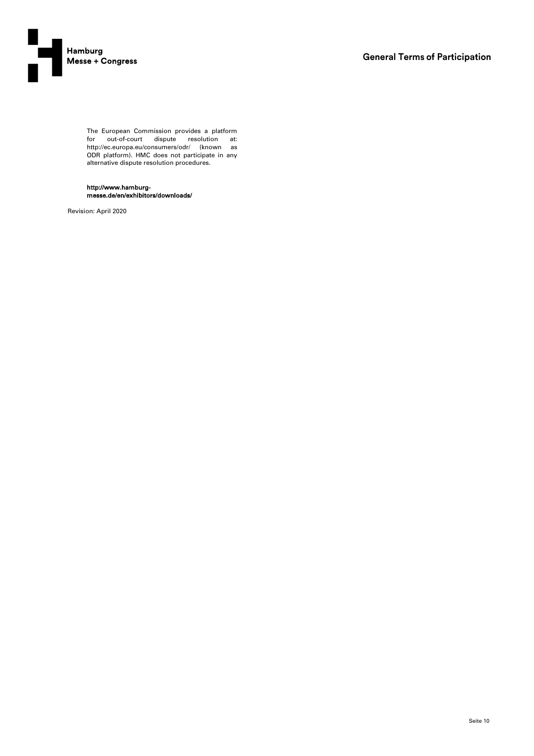The European Commission provides a platform for out-of-court dispute resolution at: http://ec.europa.eu/consumers/odr/ (known as ODR platform). HMC does not participate in any alternative dispute resolution procedures.

**http://www.hamburg-messe.de/en/exhibitors/downloads/**

Revision: April 2020